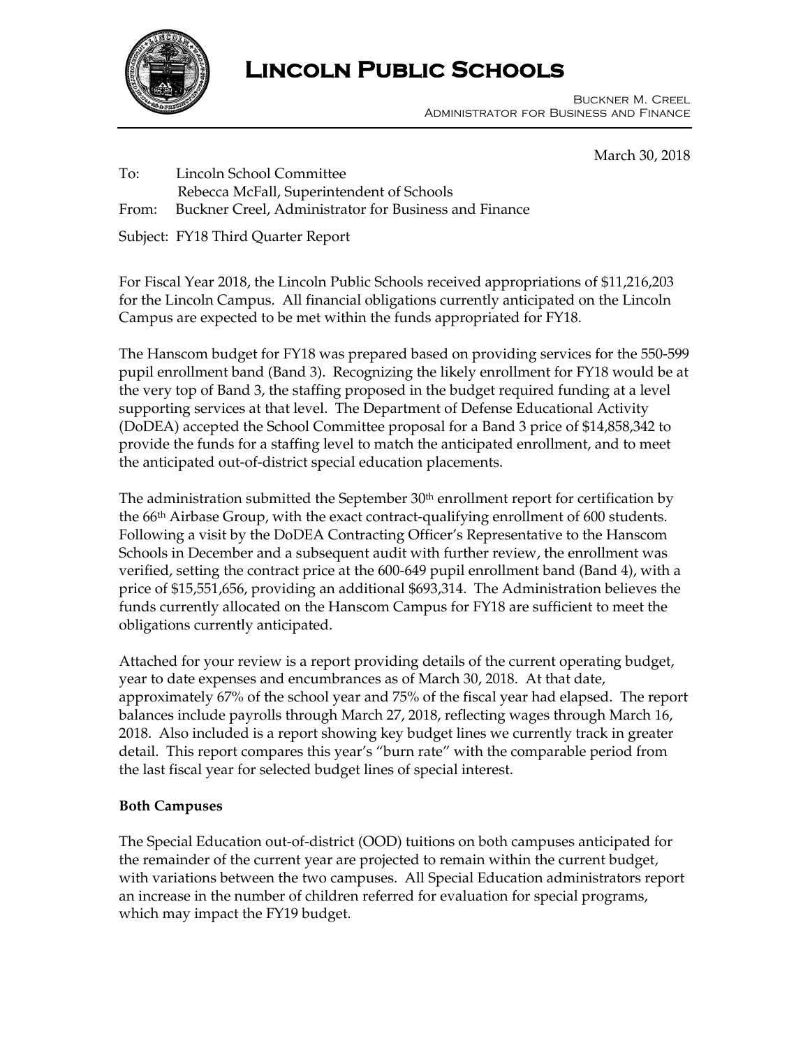# Lincoln Public Schools

Buckner M. Creel
Administrator for Business and Finance

March 30, 2018

To: Lincoln School Committee
Rebecca McFall, Superintendent of Schools
From: Buckner Creel, Administrator for Business and Finance

Subject: FY18 Third Quarter Report

For Fiscal Year 2018, the Lincoln Public Schools received appropriations of $11,216,203 for the Lincoln Campus. All financial obligations currently anticipated on the Lincoln Campus are expected to be met within the funds appropriated for FY18.

The Hanscom budget for FY18 was prepared based on providing services for the 550-599 pupil enrollment band (Band 3). Recognizing the likely enrollment for FY18 would be at the very top of Band 3, the staffing proposed in the budget required funding at a level supporting services at that level. The Department of Defense Educational Activity (DoDEA) accepted the School Committee proposal for a Band 3 price of $14,858,342 to provide the funds for a staffing level to match the anticipated enrollment, and to meet the anticipated out-of-district special education placements.

The administration submitted the September 30th enrollment report for certification by the 66th Airbase Group, with the exact contract-qualifying enrollment of 600 students. Following a visit by the DoDEA Contracting Officer's Representative to the Hanscom Schools in December and a subsequent audit with further review, the enrollment was verified, setting the contract price at the 600-649 pupil enrollment band (Band 4), with a price of $15,551,656, providing an additional $693,314. The Administration believes the funds currently allocated on the Hanscom Campus for FY18 are sufficient to meet the obligations currently anticipated.

Attached for your review is a report providing details of the current operating budget, year to date expenses and encumbrances as of March 30, 2018. At that date, approximately 67% of the school year and 75% of the fiscal year had elapsed. The report balances include payrolls through March 27, 2018, reflecting wages through March 16, 2018. Also included is a report showing key budget lines we currently track in greater detail. This report compares this year's "burn rate" with the comparable period from the last fiscal year for selected budget lines of special interest.

**Both Campuses**

The Special Education out-of-district (OOD) tuitions on both campuses anticipated for the remainder of the current year are projected to remain within the current budget, with variations between the two campuses. All Special Education administrators report an increase in the number of children referred for evaluation for special programs, which may impact the FY19 budget.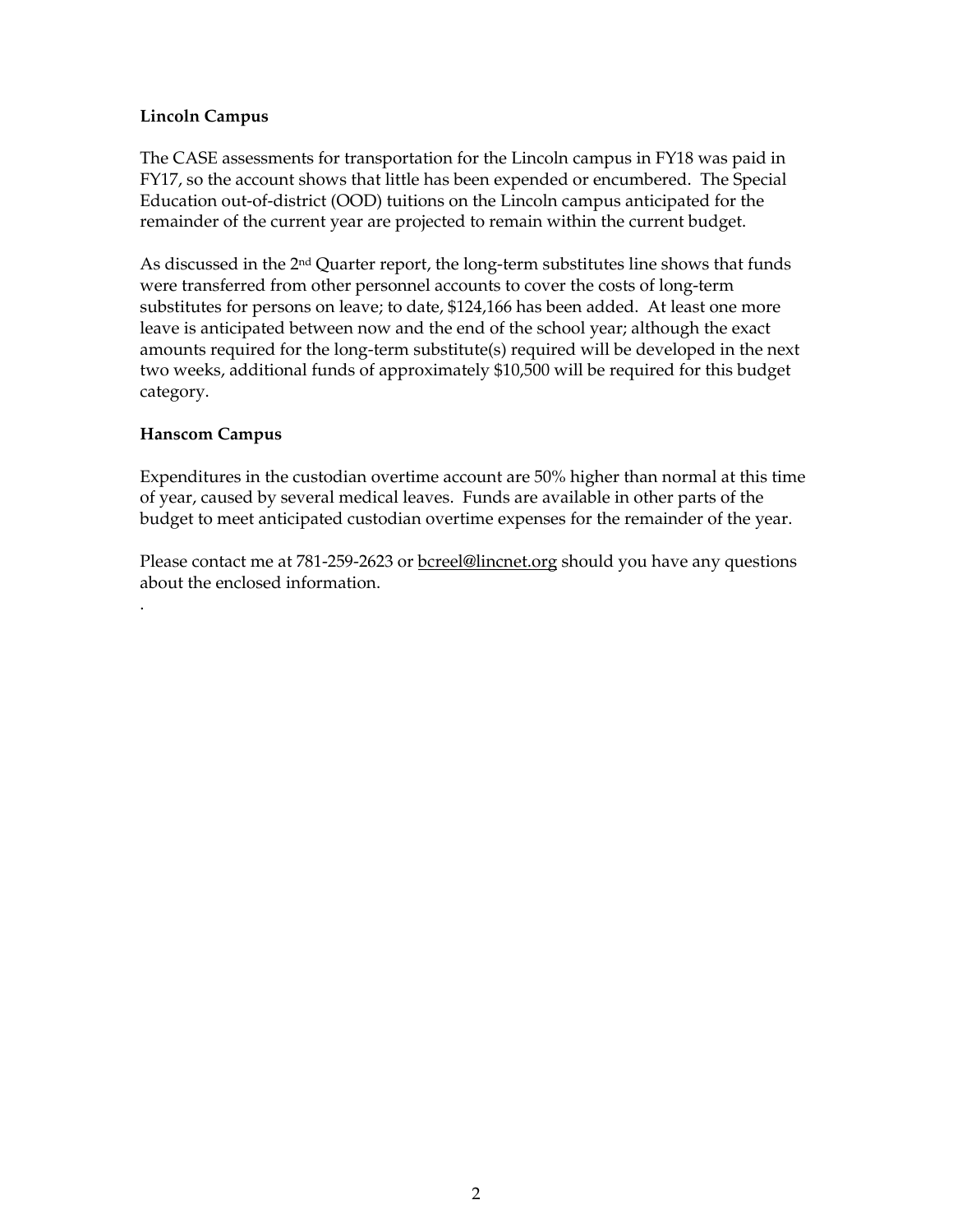**Lincoln Campus**

The CASE assessments for transportation for the Lincoln campus in FY18 was paid in FY17, so the account shows that little has been expended or encumbered. The Special Education out-of-district (OOD) tuitions on the Lincoln campus anticipated for the remainder of the current year are projected to remain within the current budget.

As discussed in the 2nd Quarter report, the long-term substitutes line shows that funds were transferred from other personnel accounts to cover the costs of long-term substitutes for persons on leave; to date, $124,166 has been added. At least one more leave is anticipated between now and the end of the school year; although the exact amounts required for the long-term substitute(s) required will be developed in the next two weeks, additional funds of approximately $10,500 will be required for this budget category.

**Hanscom Campus**

Expenditures in the custodian overtime account are 50% higher than normal at this time of year, caused by several medical leaves. Funds are available in other parts of the budget to meet anticipated custodian overtime expenses for the remainder of the year.

Please contact me at 781-259-2623 or bcreel@lincnet.org should you have any questions about the enclosed information.

.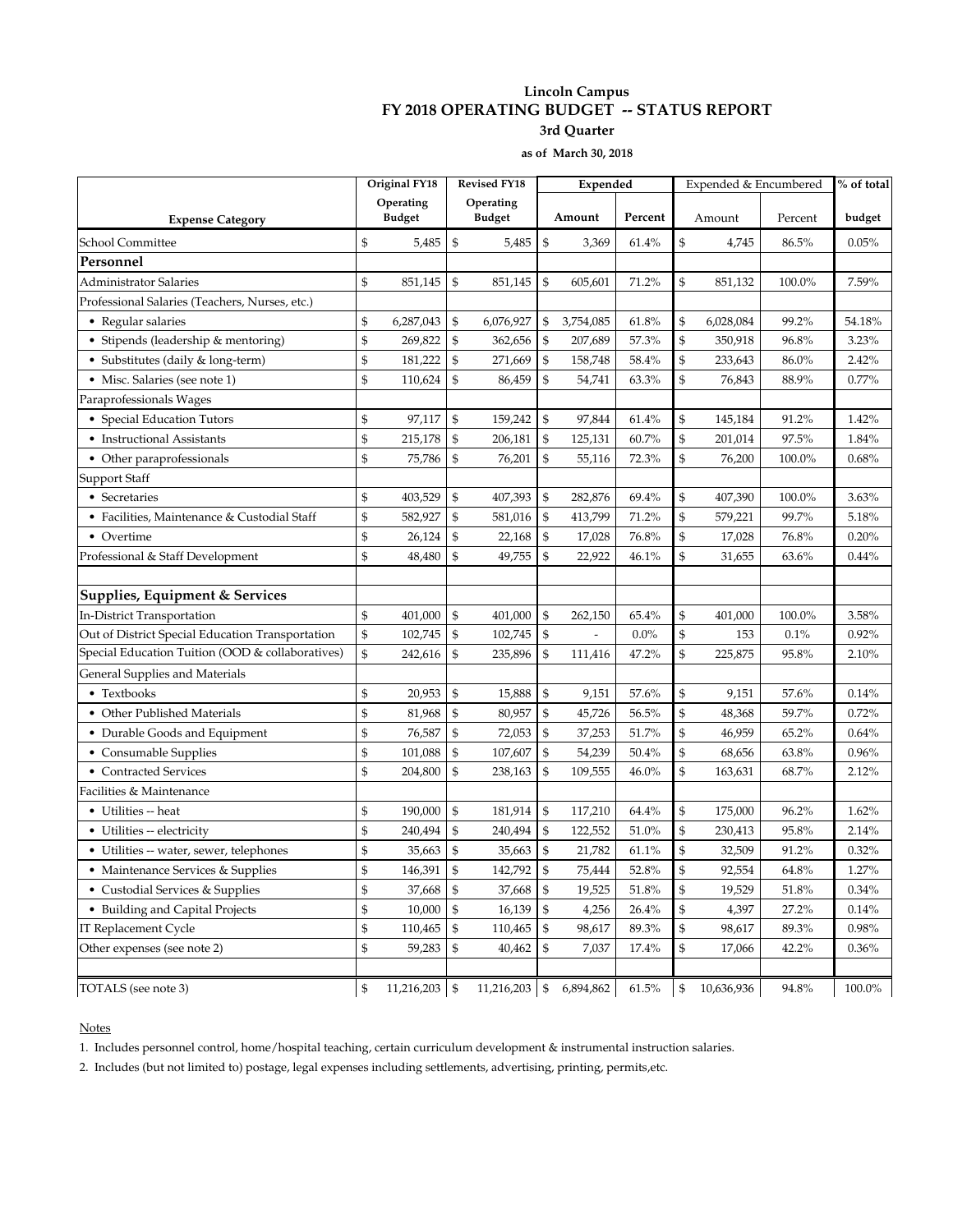**Lincoln Campus**

**FY 2018 OPERATING BUDGET -- STATUS REPORT**

**3rd Quarter**

**as of March 30, 2018**

| Expense Category | Original FY18 Operating Budget | Revised FY18 Operating Budget | Expended | | Expended & Encumbered | | % of total budget |
|---|---|---|---|---|---|---|---|
| | | | Amount | Percent | Amount | Percent | |
| School Committee | $ 5,485 | $ 5,485 | $ 3,369 | 61.4% | $ 4,745 | 86.5% | 0.05% |
| **Personnel** | | | | | | | |
| Administrator Salaries | $ 851,145 | $ 851,145 | $ 605,601 | 71.2% | $ 851,132 | 100.0% | 7.59% |
| Professional Salaries (Teachers, Nurses, etc.) | | | | | | | |
| • Regular salaries | $ 6,287,043 | $ 6,076,927 | $ 3,754,085 | 61.8% | $ 6,028,084 | 99.2% | 54.18% |
| • Stipends (leadership & mentoring) | $ 269,822 | $ 362,656 | $ 207,689 | 57.3% | $ 350,918 | 96.8% | 3.23% |
| • Substitutes (daily & long-term) | $ 181,222 | $ 271,669 | $ 158,748 | 58.4% | $ 233,643 | 86.0% | 2.42% |
| • Misc. Salaries (see note 1) | $ 110,624 | $ 86,459 | $ 54,741 | 63.3% | $ 76,843 | 88.9% | 0.77% |
| Paraprofessionals Wages | | | | | | | |
| • Special Education Tutors | $ 97,117 | $ 159,242 | $ 97,844 | 61.4% | $ 145,184 | 91.2% | 1.42% |
| • Instructional Assistants | $ 215,178 | $ 206,181 | $ 125,131 | 60.7% | $ 201,014 | 97.5% | 1.84% |
| • Other paraprofessionals | $ 75,786 | $ 76,201 | $ 55,116 | 72.3% | $ 76,200 | 100.0% | 0.68% |
| Support Staff | | | | | | | |
| • Secretaries | $ 403,529 | $ 407,393 | $ 282,876 | 69.4% | $ 407,390 | 100.0% | 3.63% |
| • Facilities, Maintenance & Custodial Staff | $ 582,927 | $ 581,016 | $ 413,799 | 71.2% | $ 579,221 | 99.7% | 5.18% |
| • Overtime | $ 26,124 | $ 22,168 | $ 17,028 | 76.8% | $ 17,028 | 76.8% | 0.20% |
| Professional & Staff Development | $ 48,480 | $ 49,755 | $ 22,922 | 46.1% | $ 31,655 | 63.6% | 0.44% |
| | | | | | | | |
| **Supplies, Equipment & Services** | | | | | | | |
| In-District Transportation | $ 401,000 | $ 401,000 | $ 262,150 | 65.4% | $ 401,000 | 100.0% | 3.58% |
| Out of District Special Education Transportation | $ 102,745 | $ 102,745 | $ - | 0.0% | $ 153 | 0.1% | 0.92% |
| Special Education Tuition (OOD & collaboratives) | $ 242,616 | $ 235,896 | $ 111,416 | 47.2% | $ 225,875 | 95.8% | 2.10% |
| General Supplies and Materials | | | | | | | |
| • Textbooks | $ 20,953 | $ 15,888 | $ 9,151 | 57.6% | $ 9,151 | 57.6% | 0.14% |
| • Other Published Materials | $ 81,968 | $ 80,957 | $ 45,726 | 56.5% | $ 48,368 | 59.7% | 0.72% |
| • Durable Goods and Equipment | $ 76,587 | $ 72,053 | $ 37,253 | 51.7% | $ 46,959 | 65.2% | 0.64% |
| • Consumable Supplies | $ 101,088 | $ 107,607 | $ 54,239 | 50.4% | $ 68,656 | 63.8% | 0.96% |
| • Contracted Services | $ 204,800 | $ 238,163 | $ 109,555 | 46.0% | $ 163,631 | 68.7% | 2.12% |
| Facilities & Maintenance | | | | | | | |
| • Utilities -- heat | $ 190,000 | $ 181,914 | $ 117,210 | 64.4% | $ 175,000 | 96.2% | 1.62% |
| • Utilities -- electricity | $ 240,494 | $ 240,494 | $ 122,552 | 51.0% | $ 230,413 | 95.8% | 2.14% |
| • Utilities -- water, sewer, telephones | $ 35,663 | $ 35,663 | $ 21,782 | 61.1% | $ 32,509 | 91.2% | 0.32% |
| • Maintenance Services & Supplies | $ 146,391 | $ 142,792 | $ 75,444 | 52.8% | $ 92,554 | 64.8% | 1.27% |
| • Custodial Services & Supplies | $ 37,668 | $ 37,668 | $ 19,525 | 51.8% | $ 19,529 | 51.8% | 0.34% |
| • Building and Capital Projects | $ 10,000 | $ 16,139 | $ 4,256 | 26.4% | $ 4,397 | 27.2% | 0.14% |
| IT Replacement Cycle | $ 110,465 | $ 110,465 | $ 98,617 | 89.3% | $ 98,617 | 89.3% | 0.98% |
| Other expenses (see note 2) | $ 59,283 | $ 40,462 | $ 7,037 | 17.4% | $ 17,066 | 42.2% | 0.36% |
| | | | | | | | |
| TOTALS (see note 3) | $ 11,216,203 | $ 11,216,203 | $ 6,894,862 | 61.5% | $ 10,636,936 | 94.8% | 100.0% |

Notes

1. Includes personnel control, home/hospital teaching, certain curriculum development & instrumental instruction salaries.
2. Includes (but not limited to) postage, legal expenses including settlements, advertising, printing, permits,etc.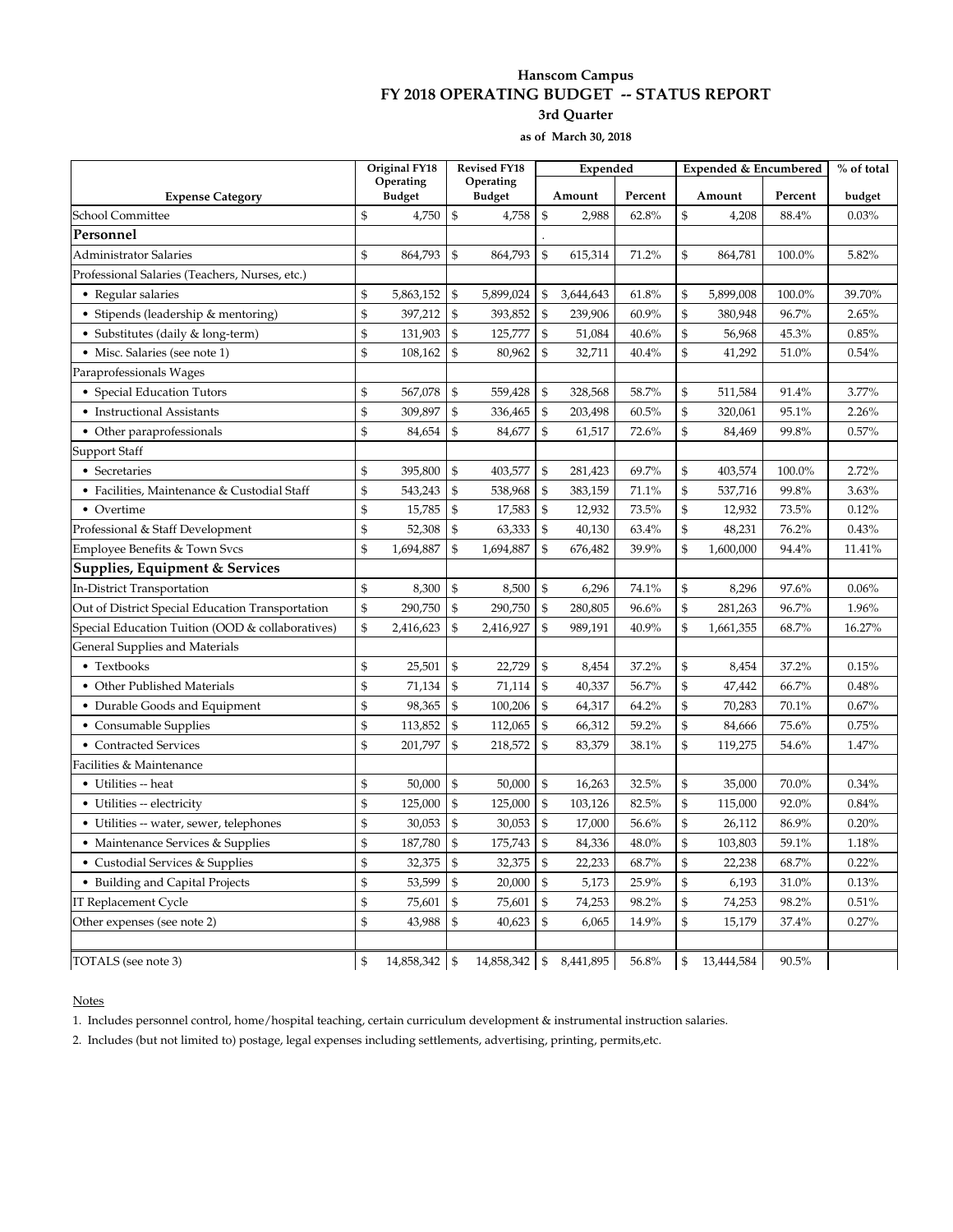**Hanscom Campus**

## FY 2018 OPERATING BUDGET -- STATUS REPORT

**3rd Quarter**

**as of March 30, 2018**

| Expense Category | Original FY18 Operating Budget | Revised FY18 Operating Budget | Expended Amount | Expended Percent | Expended & Encumbered Amount | Expended & Encumbered Percent | % of total budget |
|---|---|---|---|---|---|---|---|
| School Committee | $ 4,750 | $ 4,758 | $ 2,988 | 62.8% | $ 4,208 | 88.4% | 0.03% |
| **Personnel** | | | . | | | | |
| Administrator Salaries | $ 864,793 | $ 864,793 | $ 615,314 | 71.2% | $ 864,781 | 100.0% | 5.82% |
| Professional Salaries (Teachers, Nurses, etc.) | | | | | | | |
| • Regular salaries | $ 5,863,152 | $ 5,899,024 | $ 3,644,643 | 61.8% | $ 5,899,008 | 100.0% | 39.70% |
| • Stipends (leadership & mentoring) | $ 397,212 | $ 393,852 | $ 239,906 | 60.9% | $ 380,948 | 96.7% | 2.65% |
| • Substitutes (daily & long-term) | $ 131,903 | $ 125,777 | $ 51,084 | 40.6% | $ 56,968 | 45.3% | 0.85% |
| • Misc. Salaries (see note 1) | $ 108,162 | $ 80,962 | $ 32,711 | 40.4% | $ 41,292 | 51.0% | 0.54% |
| Paraprofessionals Wages | | | | | | | |
| • Special Education Tutors | $ 567,078 | $ 559,428 | $ 328,568 | 58.7% | $ 511,584 | 91.4% | 3.77% |
| • Instructional Assistants | $ 309,897 | $ 336,465 | $ 203,498 | 60.5% | $ 320,061 | 95.1% | 2.26% |
| • Other paraprofessionals | $ 84,654 | $ 84,677 | $ 61,517 | 72.6% | $ 84,469 | 99.8% | 0.57% |
| Support Staff | | | | | | | |
| • Secretaries | $ 395,800 | $ 403,577 | $ 281,423 | 69.7% | $ 403,574 | 100.0% | 2.72% |
| • Facilities, Maintenance & Custodial Staff | $ 543,243 | $ 538,968 | $ 383,159 | 71.1% | $ 537,716 | 99.8% | 3.63% |
| • Overtime | $ 15,785 | $ 17,583 | $ 12,932 | 73.5% | $ 12,932 | 73.5% | 0.12% |
| Professional & Staff Development | $ 52,308 | $ 63,333 | $ 40,130 | 63.4% | $ 48,231 | 76.2% | 0.43% |
| Employee Benefits & Town Svcs | $ 1,694,887 | $ 1,694,887 | $ 676,482 | 39.9% | $ 1,600,000 | 94.4% | 11.41% |
| **Supplies, Equipment & Services** | | | | | | | |
| In-District Transportation | $ 8,300 | $ 8,500 | $ 6,296 | 74.1% | $ 8,296 | 97.6% | 0.06% |
| Out of District Special Education Transportation | $ 290,750 | $ 290,750 | $ 280,805 | 96.6% | $ 281,263 | 96.7% | 1.96% |
| Special Education Tuition (OOD & collaboratives) | $ 2,416,623 | $ 2,416,927 | $ 989,191 | 40.9% | $ 1,661,355 | 68.7% | 16.27% |
| General Supplies and Materials | | | | | | | |
| • Textbooks | $ 25,501 | $ 22,729 | $ 8,454 | 37.2% | $ 8,454 | 37.2% | 0.15% |
| • Other Published Materials | $ 71,134 | $ 71,114 | $ 40,337 | 56.7% | $ 47,442 | 66.7% | 0.48% |
| • Durable Goods and Equipment | $ 98,365 | $ 100,206 | $ 64,317 | 64.2% | $ 70,283 | 70.1% | 0.67% |
| • Consumable Supplies | $ 113,852 | $ 112,065 | $ 66,312 | 59.2% | $ 84,666 | 75.6% | 0.75% |
| • Contracted Services | $ 201,797 | $ 218,572 | $ 83,379 | 38.1% | $ 119,275 | 54.6% | 1.47% |
| Facilities & Maintenance | | | | | | | |
| • Utilities -- heat | $ 50,000 | $ 50,000 | $ 16,263 | 32.5% | $ 35,000 | 70.0% | 0.34% |
| • Utilities -- electricity | $ 125,000 | $ 125,000 | $ 103,126 | 82.5% | $ 115,000 | 92.0% | 0.84% |
| • Utilities -- water, sewer, telephones | $ 30,053 | $ 30,053 | $ 17,000 | 56.6% | $ 26,112 | 86.9% | 0.20% |
| • Maintenance Services & Supplies | $ 187,780 | $ 175,743 | $ 84,336 | 48.0% | $ 103,803 | 59.1% | 1.18% |
| • Custodial Services & Supplies | $ 32,375 | $ 32,375 | $ 22,233 | 68.7% | $ 22,238 | 68.7% | 0.22% |
| • Building and Capital Projects | $ 53,599 | $ 20,000 | $ 5,173 | 25.9% | $ 6,193 | 31.0% | 0.13% |
| IT Replacement Cycle | $ 75,601 | $ 75,601 | $ 74,253 | 98.2% | $ 74,253 | 98.2% | 0.51% |
| Other expenses (see note 2) | $ 43,988 | $ 40,623 | $ 6,065 | 14.9% | $ 15,179 | 37.4% | 0.27% |
| | | | | | | | |
| TOTALS (see note 3) | $ 14,858,342 | $ 14,858,342 | $ 8,441,895 | 56.8% | $ 13,444,584 | 90.5% | |

Notes

1. Includes personnel control, home/hospital teaching, certain curriculum development & instrumental instruction salaries.
2. Includes (but not limited to) postage, legal expenses including settlements, advertising, printing, permits,etc.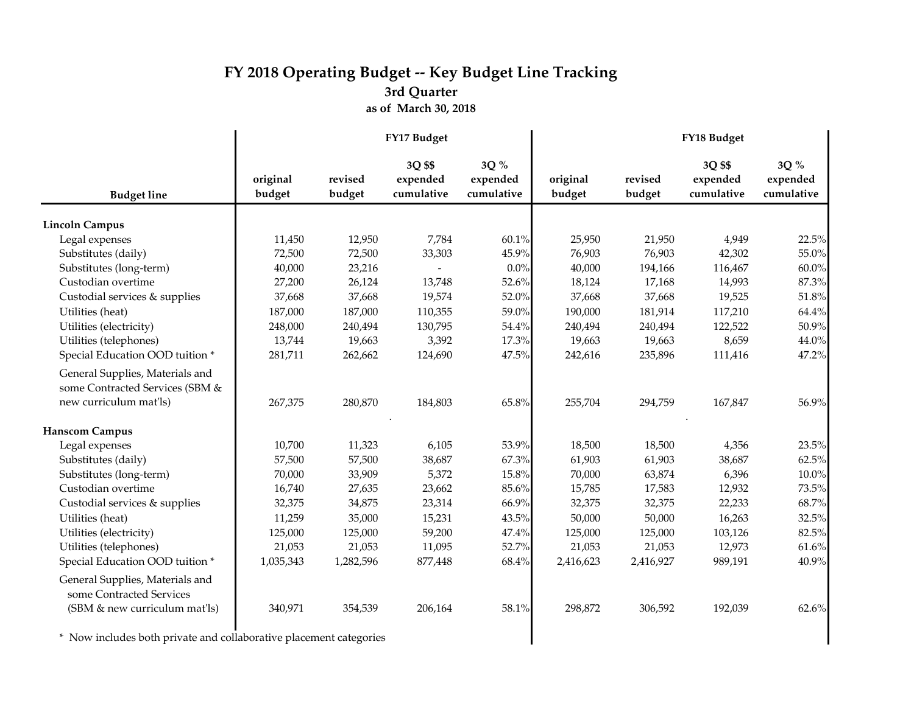# FY 2018 Operating Budget -- Key Budget Line Tracking

## 3rd Quarter

### as of March 30, 2018

| Budget line | FY17 Budget | | | | FY18 Budget | | | |
|---|---|---|---|---|---|---|---|---|
| | original budget | revised budget | 3Q $$ expended cumulative | 3Q % expended cumulative | original budget | revised budget | 3Q $$ expended cumulative | 3Q % expended cumulative |
| **Lincoln Campus** | | | | | | | | |
| Legal expenses | 11,450 | 12,950 | 7,784 | 60.1% | 25,950 | 21,950 | 4,949 | 22.5% |
| Substitutes (daily) | 72,500 | 72,500 | 33,303 | 45.9% | 76,903 | 76,903 | 42,302 | 55.0% |
| Substitutes (long-term) | 40,000 | 23,216 | - | 0.0% | 40,000 | 194,166 | 116,467 | 60.0% |
| Custodian overtime | 27,200 | 26,124 | 13,748 | 52.6% | 18,124 | 17,168 | 14,993 | 87.3% |
| Custodial services & supplies | 37,668 | 37,668 | 19,574 | 52.0% | 37,668 | 37,668 | 19,525 | 51.8% |
| Utilities (heat) | 187,000 | 187,000 | 110,355 | 59.0% | 190,000 | 181,914 | 117,210 | 64.4% |
| Utilities (electricity) | 248,000 | 240,494 | 130,795 | 54.4% | 240,494 | 240,494 | 122,522 | 50.9% |
| Utilities (telephones) | 13,744 | 19,663 | 3,392 | 17.3% | 19,663 | 19,663 | 8,659 | 44.0% |
| Special Education OOD tuition * | 281,711 | 262,662 | 124,690 | 47.5% | 242,616 | 235,896 | 111,416 | 47.2% |
| General Supplies, Materials and some Contracted Services (SBM & new curriculum mat'ls) | 267,375 | 280,870 | 184,803 | 65.8% | 255,704 | 294,759 | 167,847 | 56.9% |
| **Hanscom Campus** | | | | | | | | |
| Legal expenses | 10,700 | 11,323 | 6,105 | 53.9% | 18,500 | 18,500 | 4,356 | 23.5% |
| Substitutes (daily) | 57,500 | 57,500 | 38,687 | 67.3% | 61,903 | 61,903 | 38,687 | 62.5% |
| Substitutes (long-term) | 70,000 | 33,909 | 5,372 | 15.8% | 70,000 | 63,874 | 6,396 | 10.0% |
| Custodian overtime | 16,740 | 27,635 | 23,662 | 85.6% | 15,785 | 17,583 | 12,932 | 73.5% |
| Custodial services & supplies | 32,375 | 34,875 | 23,314 | 66.9% | 32,375 | 32,375 | 22,233 | 68.7% |
| Utilities (heat) | 11,259 | 35,000 | 15,231 | 43.5% | 50,000 | 50,000 | 16,263 | 32.5% |
| Utilities (electricity) | 125,000 | 125,000 | 59,200 | 47.4% | 125,000 | 125,000 | 103,126 | 82.5% |
| Utilities (telephones) | 21,053 | 21,053 | 11,095 | 52.7% | 21,053 | 21,053 | 12,973 | 61.6% |
| Special Education OOD tuition * | 1,035,343 | 1,282,596 | 877,448 | 68.4% | 2,416,623 | 2,416,927 | 989,191 | 40.9% |
| General Supplies, Materials and some Contracted Services (SBM & new curriculum mat'ls) | 340,971 | 354,539 | 206,164 | 58.1% | 298,872 | 306,592 | 192,039 | 62.6% |

* Now includes both private and collaborative placement categories